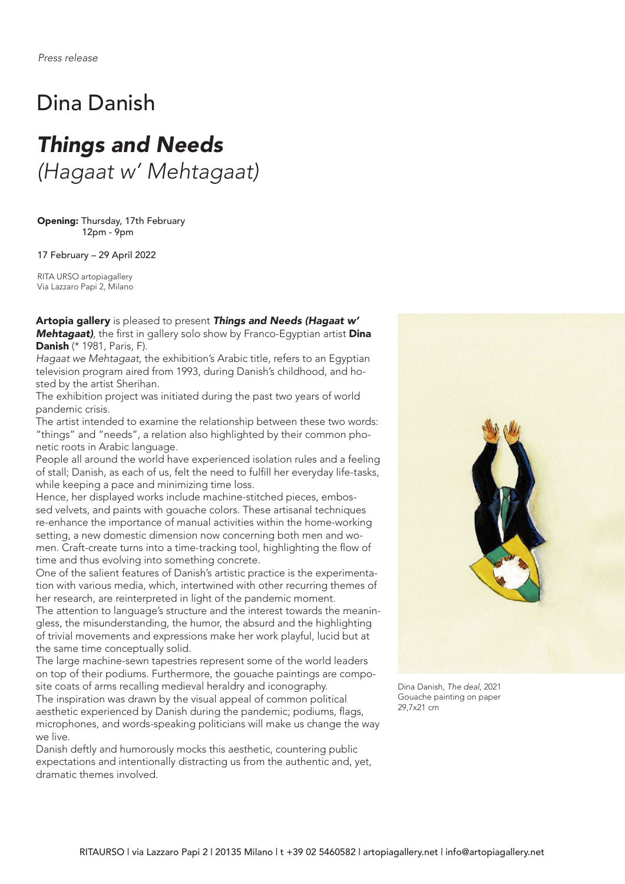*Press release*

# Dina Danish

## ***Things and Needs***
## *(Hagaat w' Mehtagaat)*

**Opening:** Thursday, 17th February
12pm - 9pm

17 February – 29 April 2022

RITA URSO artopiagallery
Via Lazzaro Papi 2, Milano

**Artopia gallery** is pleased to present ***Things and Needs (Hagaat w' Mehtagaat)***, the first in gallery solo show by Franco-Egyptian artist **Dina Danish** (* 1981, Paris, F).
*Hagaat we Mehtagaat*, the exhibition's Arabic title, refers to an Egyptian television program aired from 1993, during Danish's childhood, and hosted by the artist Sherihan.
The exhibition project was initiated during the past two years of world pandemic crisis.
The artist intended to examine the relationship between these two words: "things" and "needs", a relation also highlighted by their common phonetic roots in Arabic language.
People all around the world have experienced isolation rules and a feeling of stall; Danish, as each of us, felt the need to fulfill her everyday life-tasks, while keeping a pace and minimizing time loss.
Hence, her displayed works include machine-stitched pieces, embossed velvets, and paints with gouache colors. These artisanal techniques re-enhance the importance of manual activities within the home-working setting, a new domestic dimension now concerning both men and women. Craft-create turns into a time-tracking tool, highlighting the flow of time and thus evolving into something concrete.
One of the salient features of Danish's artistic practice is the experimentation with various media, which, intertwined with other recurring themes of her research, are reinterpreted in light of the pandemic moment.
The attention to language's structure and the interest towards the meaningless, the misunderstanding, the humor, the absurd and the highlighting of trivial movements and expressions make her work playful, lucid but at the same time conceptually solid.
The large machine-sewn tapestries represent some of the world leaders on top of their podiums. Furthermore, the gouache paintings are composite coats of arms recalling medieval heraldry and iconography.
The inspiration was drawn by the visual appeal of common political aesthetic experienced by Danish during the pandemic; podiums, flags, microphones, and words-speaking politicians will make us change the way we live.
Danish deftly and humorously mocks this aesthetic, countering public expectations and intentionally distracting us from the authentic and, yet, dramatic themes involved.

Dina Danish, *The deal*, 2021
Gouache painting on paper
29,7x21 cm

RITAURSO | via Lazzaro Papi 2 | 20135 Milano | t +39 02 5460582 | artopiagallery.net | info@artopiagallery.net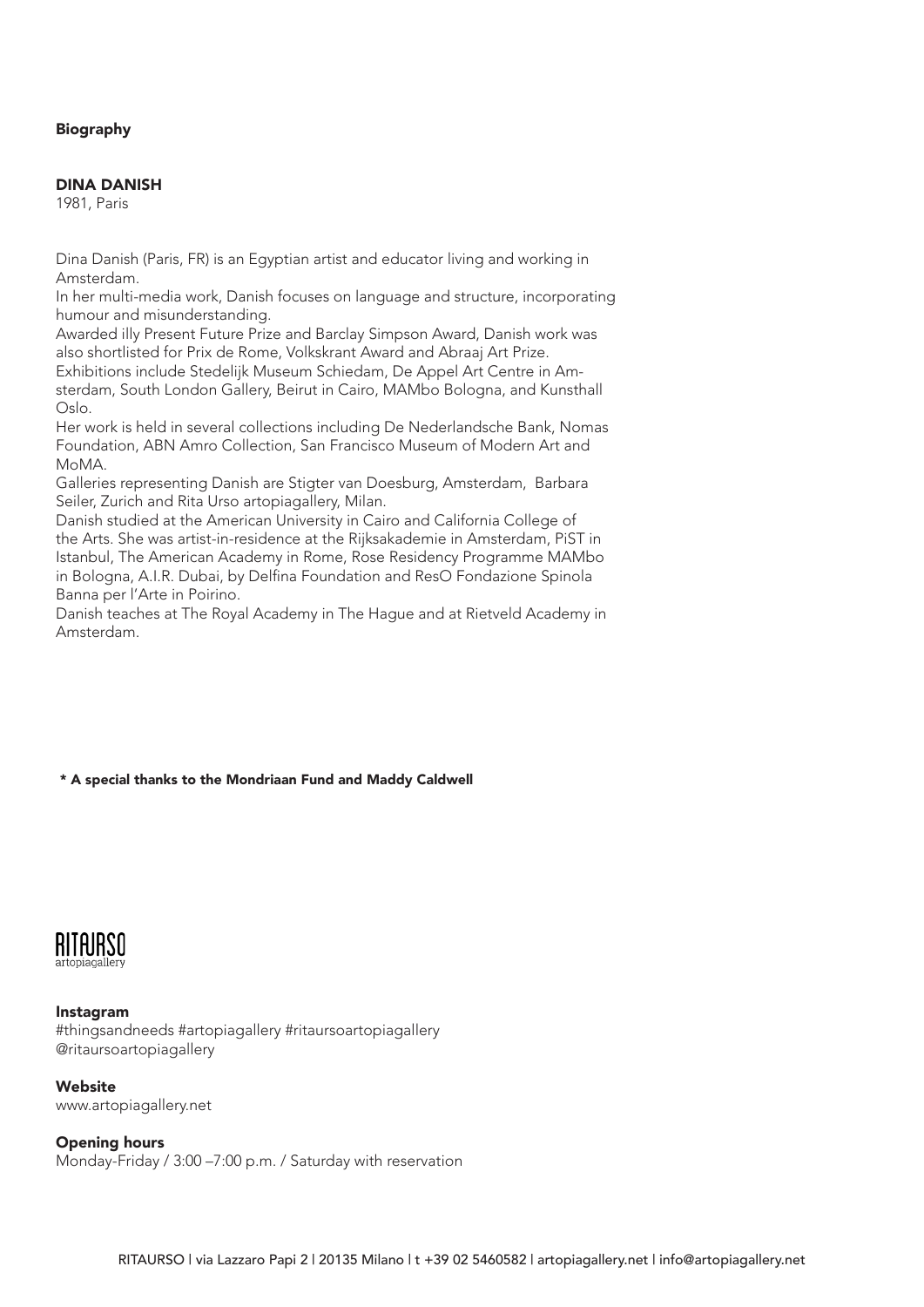**Biography**

**DINA DANISH**
1981, Paris

Dina Danish (Paris, FR) is an Egyptian artist and educator living and working in Amsterdam.
In her multi-media work, Danish focuses on language and structure, incorporating humour and misunderstanding.
Awarded illy Present Future Prize and Barclay Simpson Award, Danish work was also shortlisted for Prix de Rome, Volkskrant Award and Abraaj Art Prize.
Exhibitions include Stedelijk Museum Schiedam, De Appel Art Centre in Amsterdam, South London Gallery, Beirut in Cairo, MAMbo Bologna, and Kunsthall Oslo.
Her work is held in several collections including De Nederlandsche Bank, Nomas Foundation, ABN Amro Collection, San Francisco Museum of Modern Art and MoMA.
Galleries representing Danish are Stigter van Doesburg, Amsterdam, Barbara Seiler, Zurich and Rita Urso artopiagallery, Milan.
Danish studied at the American University in Cairo and California College of the Arts. She was artist-in-residence at the Rijksakademie in Amsterdam, PiST in Istanbul, The American Academy in Rome, Rose Residency Programme MAMbo in Bologna, A.I.R. Dubai, by Delfina Foundation and ResO Fondazione Spinola Banna per l'Arte in Poirino.
Danish teaches at The Royal Academy in The Hague and at Rietveld Academy in Amsterdam.

**\* A special thanks to the Mondriaan Fund and Maddy Caldwell**

RITAURSO
artopiagallery

**Instagram**
#thingsandneeds #artopiagallery #ritaursoartopiagallery
@ritaursoartopiagallery

**Website**
www.artopiagallery.net

**Opening hours**
Monday-Friday / 3:00 –7:00 p.m. / Saturday with reservation

RITAURSO | via Lazzaro Papi 2 | 20135 Milano | t +39 02 5460582 | artopiagallery.net | info@artopiagallery.net